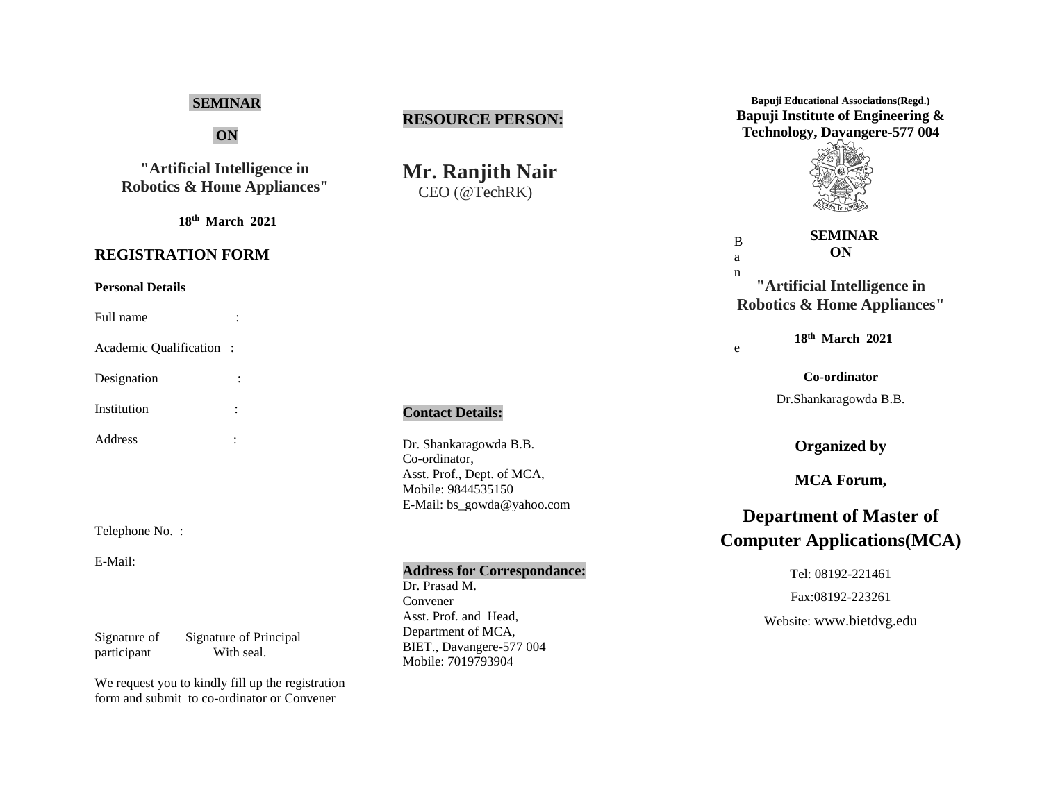**SEMINAR**

**ON**

**"Artificial Intelligence in Robotics & Home Appliances"**

**18th March 2021**

## REGISTRATION FORM

**Personal Details**

Full name :

Academic Qualification :

Designation :

Institution :

Address :

Telephone No. :

E-Mail:

Signature of participant        Signature of Principal With seal.

We request you to kindly fill up the registration form and submit to co-ordinator or Convener

## RESOURCE PERSON:

## Mr. Ranjith Nair

CEO (@TechRK)

**Contact Details:**

Dr. Shankaragowda B.B.
Co-ordinator,
Asst. Prof., Dept. of MCA,
Mobile: 9844535150
E-Mail: bs_gowda@yahoo.com

**Address for Correspondance:**

Dr. Prasad M.
Convener
Asst. Prof. and Head,
Department of MCA,
BIET., Davangere-577 004
Mobile: 7019793904

**Bapuji Educational Associations(Regd.)**

**Bapuji Institute of Engineering & Technology, Davangere-577 004**

B
a
n

e

**SEMINAR**
**ON**

**"Artificial Intelligence in Robotics & Home Appliances"**

**18th March 2021**

**Co-ordinator**

Dr.Shankaragowda B.B.

**Organized by**

**MCA Forum,**

## Department of Master of Computer Applications(MCA)

Tel: 08192-221461

Fax:08192-223261

Website: www.bietdvg.edu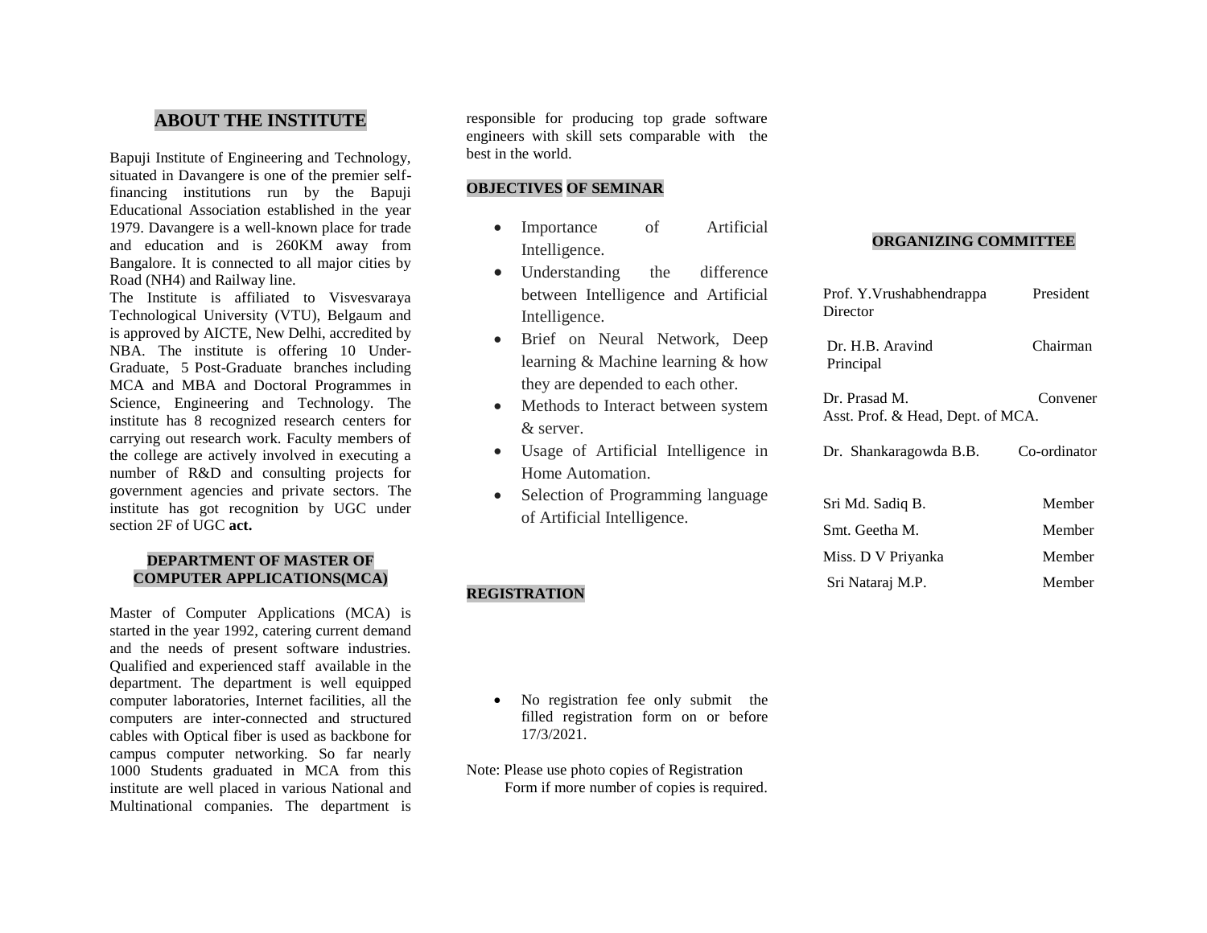## ABOUT THE INSTITUTE

Bapuji Institute of Engineering and Technology, situated in Davangere is one of the premier self-financing institutions run by the Bapuji Educational Association established in the year 1979. Davangere is a well-known place for trade and education and is 260KM away from Bangalore. It is connected to all major cities by Road (NH4) and Railway line.
The Institute is affiliated to Visvesvaraya Technological University (VTU), Belgaum and is approved by AICTE, New Delhi, accredited by NBA. The institute is offering 10 Under-Graduate, 5 Post-Graduate branches including MCA and MBA and Doctoral Programmes in Science, Engineering and Technology. The institute has 8 recognized research centers for carrying out research work. Faculty members of the college are actively involved in executing a number of R&D and consulting projects for government agencies and private sectors. The institute has got recognition by UGC under section 2F of UGC **act.**

### DEPARTMENT OF MASTER OF COMPUTER APPLICATIONS(MCA)

Master of Computer Applications (MCA) is started in the year 1992, catering current demand and the needs of present software industries. Qualified and experienced staff available in the department. The department is well equipped computer laboratories, Internet facilities, all the computers are inter-connected and structured cables with Optical fiber is used as backbone for campus computer networking. So far nearly 1000 Students graduated in MCA from this institute are well placed in various National and Multinational companies. The department is responsible for producing top grade software engineers with skill sets comparable with the best in the world.

### OBJECTIVES OF SEMINAR

- Importance of Artificial Intelligence.
- Understanding the difference between Intelligence and Artificial Intelligence.
- Brief on Neural Network, Deep learning & Machine learning & how they are depended to each other.
- Methods to Interact between system & server.
- Usage of Artificial Intelligence in Home Automation.
- Selection of Programming language of Artificial Intelligence.

### REGISTRATION

- No registration fee only submit the filled registration form on or before 17/3/2021.

Note: Please use photo copies of Registration Form if more number of copies is required.

### ORGANIZING COMMITTEE

| | |
|---|---|
| Prof. Y.Vrushabhendrappa<br>Director | President |
| Dr. H.B. Aravind<br>Principal | Chairman |
| Dr. Prasad M.<br>Asst. Prof. & Head, Dept. of MCA. | Convener |
| Dr. Shankaragowda B.B. | Co-ordinator |
| Sri Md. Sadiq B. | Member |
| Smt. Geetha M. | Member |
| Miss. D V Priyanka | Member |
| Sri Nataraj M.P. | Member |